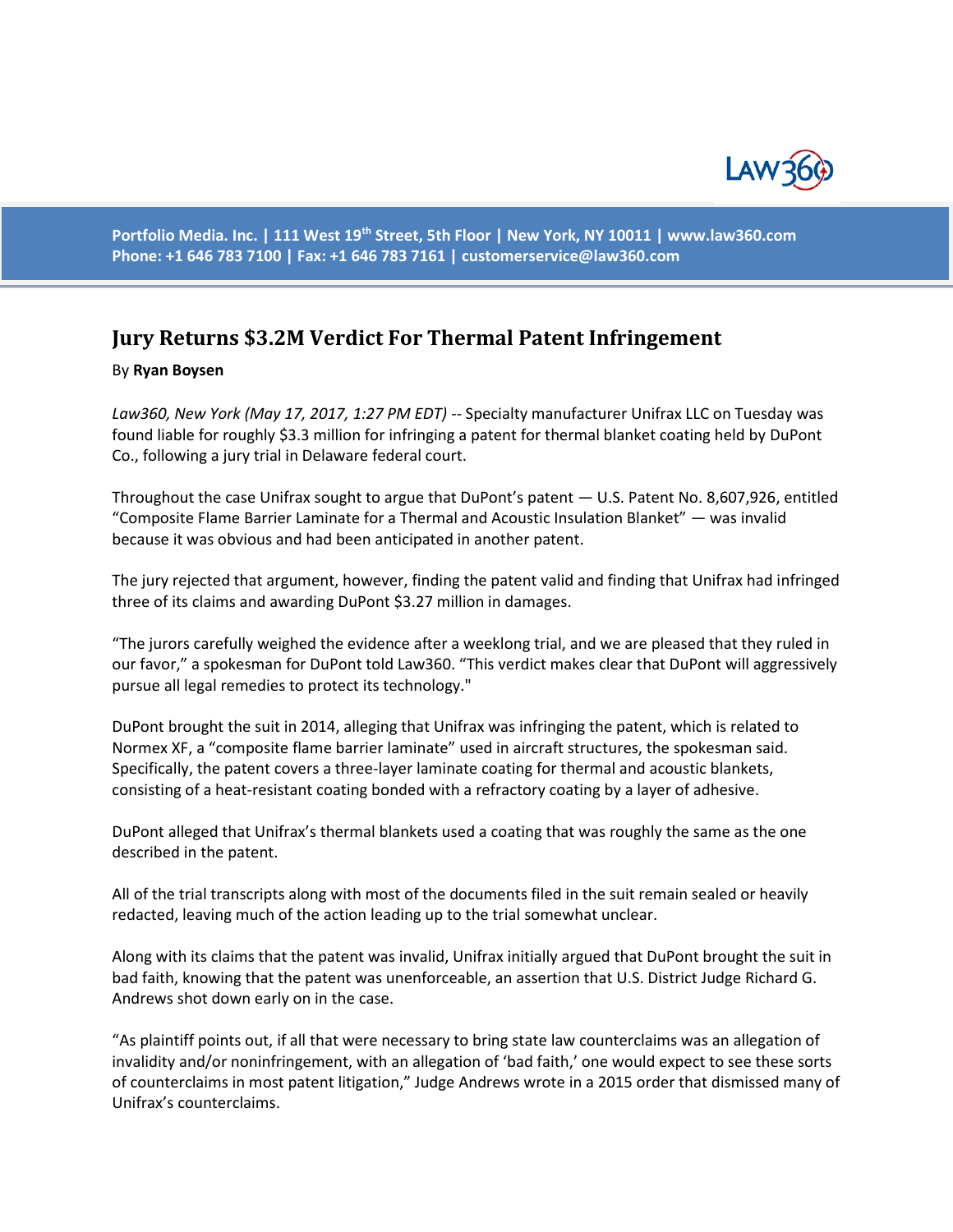Portfolio Media. Inc. | 111 West 19th Street, 5th Floor | New York, NY 10011 | www.law360.com
Phone: +1 646 783 7100 | Fax: +1 646 783 7161 | customerservice@law360.com

# Jury Returns $3.2M Verdict For Thermal Patent Infringement

By **Ryan Boysen**

*Law360, New York (May 17, 2017, 1:27 PM EDT)* -- Specialty manufacturer Unifrax LLC on Tuesday was found liable for roughly $3.3 million for infringing a patent for thermal blanket coating held by DuPont Co., following a jury trial in Delaware federal court.

Throughout the case Unifrax sought to argue that DuPont's patent — U.S. Patent No. 8,607,926, entitled "Composite Flame Barrier Laminate for a Thermal and Acoustic Insulation Blanket" — was invalid because it was obvious and had been anticipated in another patent.

The jury rejected that argument, however, finding the patent valid and finding that Unifrax had infringed three of its claims and awarding DuPont $3.27 million in damages.

"The jurors carefully weighed the evidence after a weeklong trial, and we are pleased that they ruled in our favor," a spokesman for DuPont told Law360. "This verdict makes clear that DuPont will aggressively pursue all legal remedies to protect its technology."

DuPont brought the suit in 2014, alleging that Unifrax was infringing the patent, which is related to Normex XF, a "composite flame barrier laminate" used in aircraft structures, the spokesman said. Specifically, the patent covers a three-layer laminate coating for thermal and acoustic blankets, consisting of a heat-resistant coating bonded with a refractory coating by a layer of adhesive.

DuPont alleged that Unifrax's thermal blankets used a coating that was roughly the same as the one described in the patent.

All of the trial transcripts along with most of the documents filed in the suit remain sealed or heavily redacted, leaving much of the action leading up to the trial somewhat unclear.

Along with its claims that the patent was invalid, Unifrax initially argued that DuPont brought the suit in bad faith, knowing that the patent was unenforceable, an assertion that U.S. District Judge Richard G. Andrews shot down early on in the case.

"As plaintiff points out, if all that were necessary to bring state law counterclaims was an allegation of invalidity and/or noninfringement, with an allegation of 'bad faith,' one would expect to see these sorts of counterclaims in most patent litigation," Judge Andrews wrote in a 2015 order that dismissed many of Unifrax's counterclaims.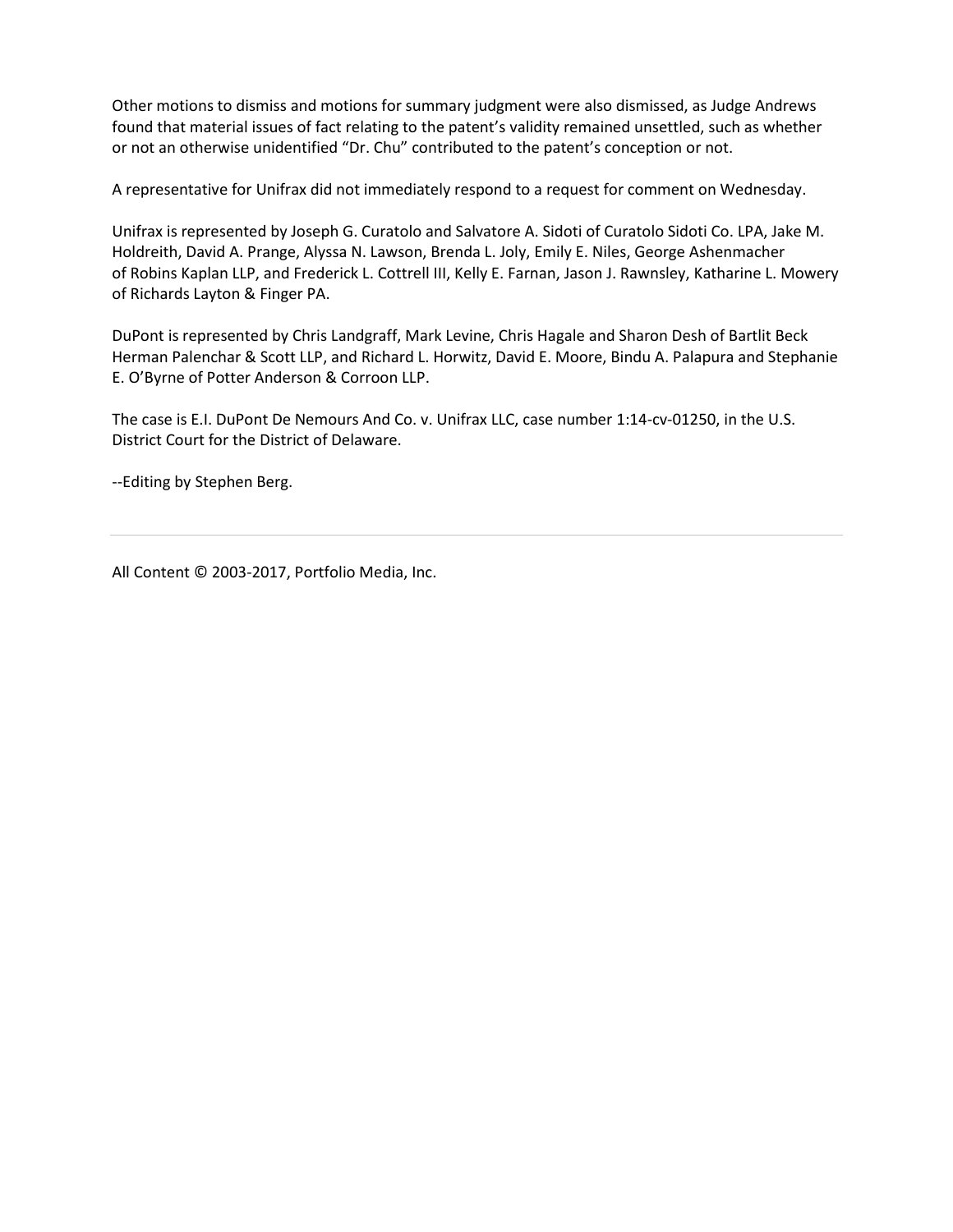Other motions to dismiss and motions for summary judgment were also dismissed, as Judge Andrews found that material issues of fact relating to the patent's validity remained unsettled, such as whether or not an otherwise unidentified "Dr. Chu" contributed to the patent's conception or not.

A representative for Unifrax did not immediately respond to a request for comment on Wednesday.

Unifrax is represented by Joseph G. Curatolo and Salvatore A. Sidoti of Curatolo Sidoti Co. LPA, Jake M. Holdreith, David A. Prange, Alyssa N. Lawson, Brenda L. Joly, Emily E. Niles, George Ashenmacher of Robins Kaplan LLP, and Frederick L. Cottrell III, Kelly E. Farnan, Jason J. Rawnsley, Katharine L. Mowery of Richards Layton & Finger PA.

DuPont is represented by Chris Landgraff, Mark Levine, Chris Hagale and Sharon Desh of Bartlit Beck Herman Palenchar & Scott LLP, and Richard L. Horwitz, David E. Moore, Bindu A. Palapura and Stephanie E. O'Byrne of Potter Anderson & Corroon LLP.

The case is E.I. DuPont De Nemours And Co. v. Unifrax LLC, case number 1:14-cv-01250, in the U.S. District Court for the District of Delaware.

--Editing by Stephen Berg.

---

All Content © 2003-2017, Portfolio Media, Inc.